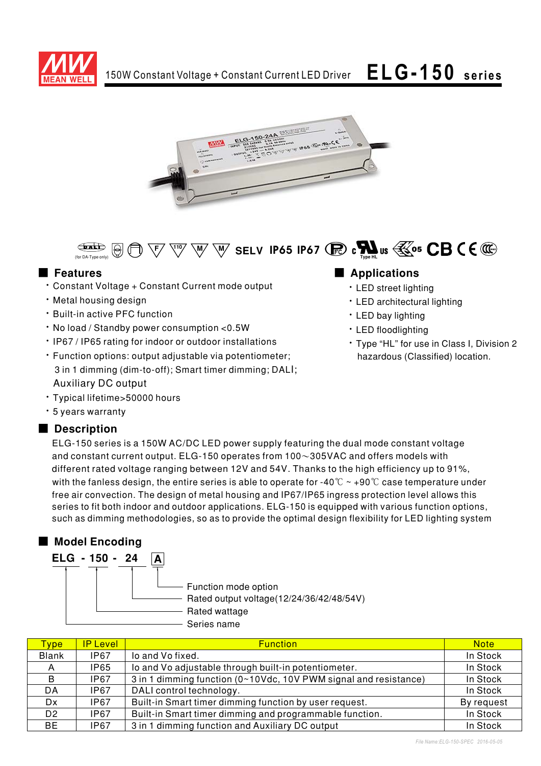# 150W Constant Voltage + Constant Current LED Driver **ELG-150 series**

SELV IP65 IP67

## Features

- Constant Voltage + Constant Current mode output
- Metal housing design
- Built-in active PFC function
- No load / Standby power consumption <0.5W
- IP67 / IP65 rating for indoor or outdoor installations
- Function options: output adjustable via potentiometer; 3 in 1 dimming (dim-to-off); Smart timer dimming; DALI; Auxiliary DC output
- Typical lifetime>50000 hours
- 5 years warranty

## Applications

- LED street lighting
- LED architectural lighting
- LED bay lighting
- LED floodlighting
- Type "HL" for use in Class I, Division 2 hazardous (Classified) location.

## Description

ELG-150 series is a 150W AC/DC LED power supply featuring the dual mode constant voltage and constant current output. ELG-150 operates from 100～305VAC and offers models with different rated voltage ranging between 12V and 54V. Thanks to the high efficiency up to 91%, with the fanless design, the entire series is able to operate for -40℃ ~ +90℃ case temperature under free air convection. The design of metal housing and IP67/IP65 ingress protection level allows this series to fit both indoor and outdoor applications. ELG-150 is equipped with various function options, such as dimming methodologies, so as to provide the optimal design flexibility for LED lighting system

## Model Encoding

**ELG - 150 - 24 A**

- A: Function mode option
- 24: Rated output voltage(12/24/36/42/48/54V)
- 150: Rated wattage
- ELG: Series name

| Type | IP Level | Function | Note |
|---|---|---|---|
| Blank | IP67 | Io and Vo fixed. | In Stock |
| A | IP65 | Io and Vo adjustable through built-in potentiometer. | In Stock |
| B | IP67 | 3 in 1 dimming function (0~10Vdc, 10V PWM signal and resistance) | In Stock |
| DA | IP67 | DALI control technology. | In Stock |
| Dx | IP67 | Built-in Smart timer dimming function by user request. | By request |
| D2 | IP67 | Built-in Smart timer dimming and programmable function. | In Stock |
| BE | IP67 | 3 in 1 dimming function and Auxiliary DC output | In Stock |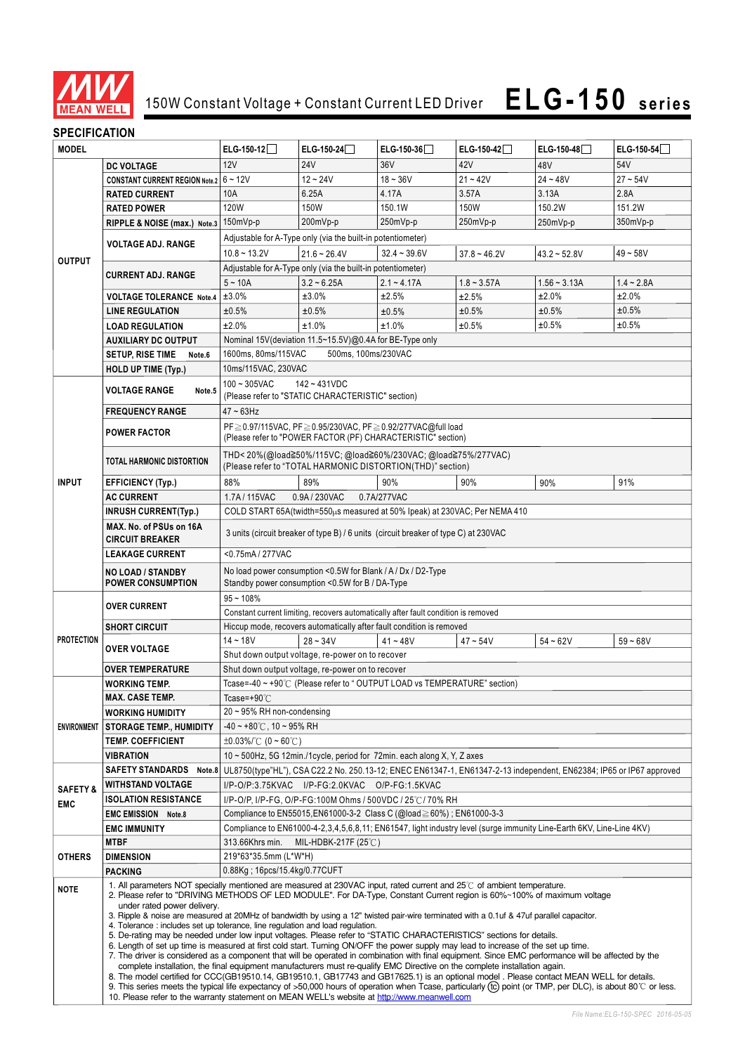# 150W Constant Voltage + Constant Current LED Driver **ELG-150 series**

## SPECIFICATION

| MODEL | | ELG-150-12☐ | ELG-150-24☐ | ELG-150-36☐ | ELG-150-42☐ | ELG-150-48☐ | ELG-150-54☐ |
|---|---|---|---|---|---|---|---|
| OUTPUT | DC VOLTAGE | 12V | 24V | 36V | 42V | 48V | 54V |
| | CONSTANT CURRENT REGION Note.2 | 6 ~ 12V | 12 ~ 24V | 18 ~ 36V | 21 ~ 42V | 24 ~ 48V | 27 ~ 54V |
| | RATED CURRENT | 10A | 6.25A | 4.17A | 3.57A | 3.13A | 2.8A |
| | RATED POWER | 120W | 150W | 150.1W | 150W | 150.2W | 151.2W |
| | RIPPLE & NOISE (max.) Note.3 | 150mVp-p | 200mVp-p | 250mVp-p | 250mVp-p | 250mVp-p | 350mVp-p |
| | VOLTAGE ADJ. RANGE | Adjustable for A-Type only (via the built-in potentiometer) | | | | | |
| | | 10.8 ~ 13.2V | 21.6 ~ 26.4V | 32.4 ~ 39.6V | 37.8 ~ 46.2V | 43.2 ~ 52.8V | 49 ~ 58V |
| | CURRENT ADJ. RANGE | Adjustable for A-Type only (via the built-in potentiometer) | | | | | |
| | | 5 ~ 10A | 3.2 ~ 6.25A | 2.1 ~ 4.17A | 1.8 ~ 3.57A | 1.56 ~ 3.13A | 1.4 ~ 2.8A |
| | VOLTAGE TOLERANCE Note.4 | ±3.0% | ±3.0% | ±2.5% | ±2.5% | ±2.0% | ±2.0% |
| | LINE REGULATION | ±0.5% | ±0.5% | ±0.5% | ±0.5% | ±0.5% | ±0.5% |
| | LOAD REGULATION | ±2.0% | ±1.0% | ±1.0% | ±0.5% | ±0.5% | ±0.5% |
| | AUXILIARY DC OUTPUT | Nominal 15V(deviation 11.5~15.5V)@0.4A for BE-Type only | | | | | |
| | SETUP, RISE TIME Note.6 | 1600ms, 80ms/115VAC 500ms, 100ms/230VAC | | | | | |
| | HOLD UP TIME (Typ.) | 10ms/115VAC, 230VAC | | | | | |
| INPUT | VOLTAGE RANGE Note.5 | 100 ~ 305VAC 142 ~ 431VDC (Please refer to "STATIC CHARACTERISTIC" section) | | | | | |
| | FREQUENCY RANGE | 47 ~ 63Hz | | | | | |
| | POWER FACTOR | PF≧0.97/115VAC, PF≧0.95/230VAC, PF≧0.92/277VAC@full load (Please refer to "POWER FACTOR (PF) CHARACTERISTIC" section) | | | | | |
| | TOTAL HARMONIC DISTORTION | THD< 20%(@load≧50%/115VC; @load≧60%/230VAC; @load≧75%/277VAC) (Please refer to "TOTAL HARMONIC DISTORTION(THD)" section) | | | | | |
| | EFFICIENCY (Typ.) | 88% | 89% | 90% | 90% | 90% | 91% |
| | AC CURRENT | 1.7A / 115VAC 0.9A / 230VAC 0.7A/277VAC | | | | | |
| | INRUSH CURRENT(Typ.) | COLD START 65A(twidth=550μs measured at 50% Ipeak) at 230VAC; Per NEMA 410 | | | | | |
| | MAX. No. of PSUs on 16A CIRCUIT BREAKER | 3 units (circuit breaker of type B) / 6 units (circuit breaker of type C) at 230VAC | | | | | |
| | LEAKAGE CURRENT | <0.75mA / 277VAC | | | | | |
| | NO LOAD / STANDBY POWER CONSUMPTION | No load power consumption <0.5W for Blank / A / Dx / D2-Type; Standby power consumption <0.5W for B / DA-Type | | | | | |
| PROTECTION | OVER CURRENT | 95 ~ 108% | | | | | |
| | | Constant current limiting, recovers automatically after fault condition is removed | | | | | |
| | SHORT CIRCUIT | Hiccup mode, recovers automatically after fault condition is removed | | | | | |
| | OVER VOLTAGE | 14 ~ 18V | 28 ~ 34V | 41 ~ 48V | 47 ~ 54V | 54 ~ 62V | 59 ~ 68V |
| | | Shut down output voltage, re-power on to recover | | | | | |
| | OVER TEMPERATURE | Shut down output voltage, re-power on to recover | | | | | |
| ENVIRONMENT | WORKING TEMP. | Tcase=-40 ~ +90℃ (Please refer to " OUTPUT LOAD vs TEMPERATURE" section) | | | | | |
| | MAX. CASE TEMP. | Tcase=+90℃ | | | | | |
| | WORKING HUMIDITY | 20 ~ 95% RH non-condensing | | | | | |
| | STORAGE TEMP., HUMIDITY | -40 ~ +80℃, 10 ~ 95% RH | | | | | |
| | TEMP. COEFFICIENT | ±0.03%/℃ (0 ~ 60℃) | | | | | |
| | VIBRATION | 10 ~ 500Hz, 5G 12min./1cycle, period for 72min. each along X, Y, Z axes | | | | | |
| SAFETY & EMC | SAFETY STANDARDS Note.8 | UL8750(type"HL"), CSA C22.2 No. 250.13-12; ENEC EN61347-1, EN61347-2-13 independent, EN62384; IP65 or IP67 approved | | | | | |
| | WITHSTAND VOLTAGE | I/P-O/P:3.75KVAC I/P-FG:2.0KVAC O/P-FG:1.5KVAC | | | | | |
| | ISOLATION RESISTANCE | I/P-O/P, I/P-FG, O/P-FG:100M Ohms / 500VDC / 25℃/ 70% RH | | | | | |
| | EMC EMISSION Note.8 | Compliance to EN55015,EN61000-3-2 Class C (@load≧60%) ; EN61000-3-3 | | | | | |
| | EMC IMMUNITY | Compliance to EN61000-4-2,3,4,5,6,8,11; EN61547, light industry level (surge immunity Line-Earth 6KV, Line-Line 4KV) | | | | | |
| OTHERS | MTBF | 313.66Khrs min. MIL-HDBK-217F (25℃) | | | | | |
| | DIMENSION | 219*63*35.5mm (L*W*H) | | | | | |
| | PACKING | 0.88Kg ; 16pcs/15.4kg/0.77CUFT | | | | | |

**NOTE**

1. All parameters NOT specially mentioned are measured at 230VAC input, rated current and 25℃ of ambient temperature.
2. Please refer to "DRIVING METHODS OF LED MODULE". For DA-Type, Constant Current region is 60%~100% of maximum voltage under rated power delivery.
3. Ripple & noise are measured at 20MHz of bandwidth by using a 12" twisted pair-wire terminated with a 0.1uf & 47uf parallel capacitor.
4. Tolerance : includes set up tolerance, line regulation and load regulation.
5. De-rating may be needed under low input voltages. Please refer to "STATIC CHARACTERISTICS" sections for details.
6. Length of set up time is measured at first cold start. Turning ON/OFF the power supply may lead to increase of the set up time.
7. The driver is considered as a component that will be operated in combination with final equipment. Since EMC performance will be affected by the complete installation, the final equipment manufacturers must re-qualify EMC Directive on the complete installation again.
8. The model certified for CCC(GB19510.14, GB19510.1, GB17743 and GB17625.1) is an optional model . Please contact MEAN WELL for details.
9. This series meets the typical life expectancy of >50,000 hours of operation when Tcase, particularly (tc) point (or TMP, per DLC), is about 80℃ or less.
10. Please refer to the warranty statement on MEAN WELL's website at http://www.meanwell.com

File Name:ELG-150-SPEC 2016-05-05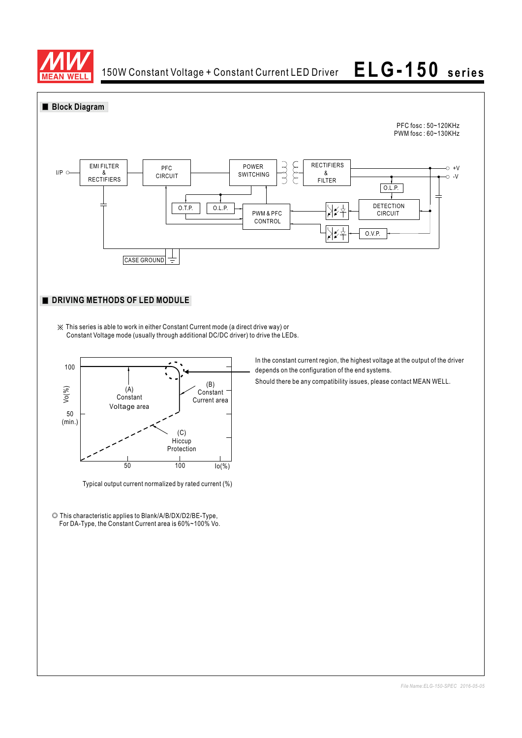## Block Diagram

PFC fosc : 50~120KHz
PWM fosc : 60~130KHz

I/P — EMI FILTER & RECTIFIERS — PFC CIRCUIT — POWER SWITCHING — RECTIFIERS & FILTER — +V / -V

O.T.P. — O.L.P. — PWM & PFC CONTROL — DETECTION CIRCUIT — O.L.P. — O.V.P.

CASE GROUND

## DRIVING METHODS OF LED MODULE

※ This series is able to work in either Constant Current mode (a direct drive way) or
Constant Voltage mode (usually through additional DC/DC driver) to drive the LEDs.

Vo(%): 100, 50 (min.)

(A) Constant Voltage area

(B) Constant Current area

(C) Hiccup Protection

Io(%): 50, 100

Typical output current normalized by rated current (%)

In the constant current region, the highest voltage at the output of the driver depends on the configuration of the end systems.

Should there be any compatibility issues, please contact MEAN WELL.

◎ This characteristic applies to Blank/A/B/DX/D2/BE-Type,
For DA-Type, the Constant Current area is 60%~100% Vo.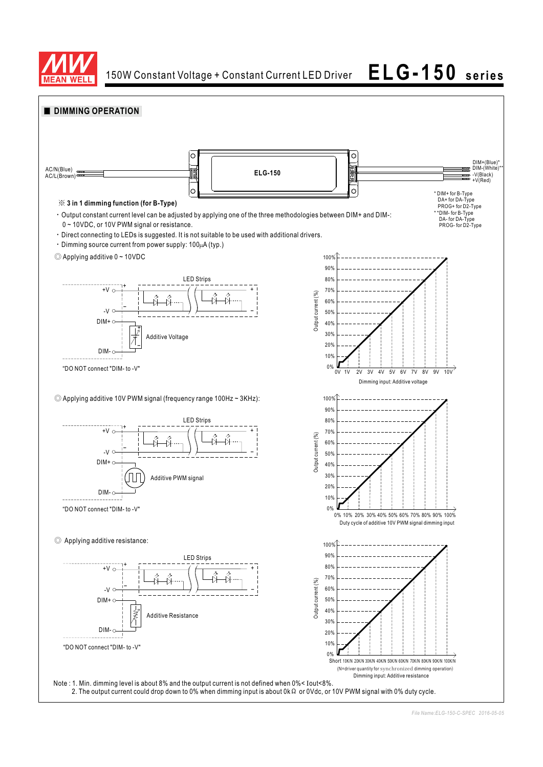## DIMMING OPERATION

ELG-150

AC/N(Blue)
AC/L(Brown)

DIM+(Blue)*
DIM-(White)**
-V(Black)
+V(Red)

\* DIM+ for B-Type
DA+ for DA-Type
PROG+ for D2-Type
\*\*DIM- for B-Type
DA- for DA-Type
PROG- for D2-Type

※ **3 in 1 dimming function (for B-Type)**

- Output constant current level can be adjusted by applying one of the three methodologies between DIM+ and DIM-: 0 ~ 10VDC, or 10V PWM signal or resistance.
- Direct connecting to LEDs is suggested. It is not suitable to be used with additional drivers.
- Dimming source current from power supply: 100μA (typ.)

◎ Applying additive 0 ~ 10VDC

LED Strips
+V, -V, DIM+, DIM-
Additive Voltage

"DO NOT connect "DIM- to -V""

Output current (%): 0% – 100%
Dimming input: Additive voltage (0V – 10V)

◎ Applying additive 10V PWM signal (frequency range 100Hz ~ 3KHz):

LED Strips
+V, -V, DIM+, DIM-
Additive PWM signal

"DO NOT connect "DIM- to -V""

Output current (%): 0% – 100%
Duty cycle of additive 10V PWM signal dimming input (0% – 100%)

◎ Applying additive resistance:

LED Strips
+V, -V, DIM+, DIM-
Additive Resistance

"DO NOT connect "DIM- to -V""

Output current (%): 0% – 100%
Short 10K/N 20K/N 30K/N 40K/N 50K/N 60K/N 70K/N 80K/N 90K/N 100K/N
(N=driver quantity for synchronized dimming operation)
Dimming input: Additive resistance

Note : 1. Min. dimming level is about 8% and the output current is not defined when 0%< Iout<8%.
2. The output current could drop down to 0% when dimming input is about 0kΩ or 0Vdc, or 10V PWM signal with 0% duty cycle.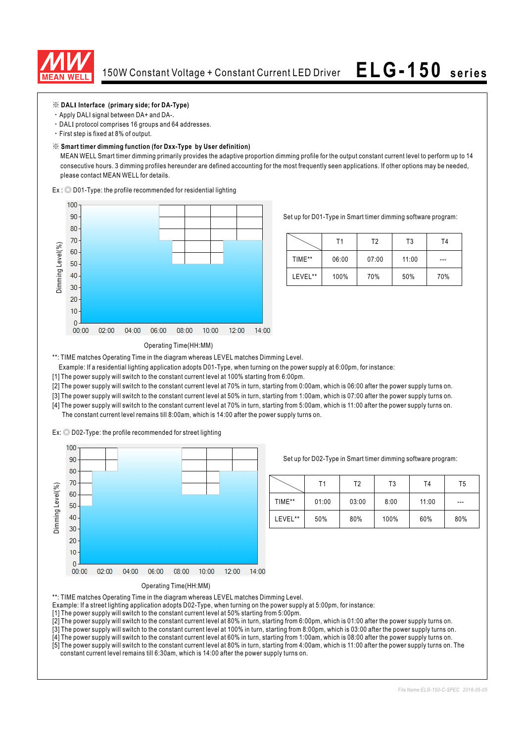※ **DALI Interface (primary side; for DA-Type)**

- Apply DALI signal between DA+ and DA-.
- DALI protocol comprises 16 groups and 64 addresses.
- First step is fixed at 8% of output.

※ **Smart timer dimming function (for Dxx-Type by User definition)**

MEAN WELL Smart timer dimming primarily provides the adaptive proportion dimming profile for the output constant current level to perform up to 14 consecutive hours. 3 dimming profiles hereunder are defined accounting for the most frequently seen applications. If other options may be needed, please contact MEAN WELL for details.

Ex : ◎ D01-Type: the profile recommended for residential lighting

Set up for D01-Type in Smart timer dimming software program:

| | T1 | T2 | T3 | T4 |
|---|---|---|---|---|
| TIME** | 06:00 | 07:00 | 11:00 | --- |
| LEVEL** | 100% | 70% | 50% | 70% |

**: TIME matches Operating Time in the diagram whereas LEVEL matches Dimming Level.

Example: If a residential lighting application adopts D01-Type, when turning on the power supply at 6:00pm, for instance:

[1] The power supply will switch to the constant current level at 100% starting from 6:00pm.

[2] The power supply will switch to the constant current level at 70% in turn, starting from 0:00am, which is 06:00 after the power supply turns on.

[3] The power supply will switch to the constant current level at 50% in turn, starting from 1:00am, which is 07:00 after the power supply turns on.

[4] The power supply will switch to the constant current level at 70% in turn, starting from 5:00am, which is 11:00 after the power supply turns on. The constant current level remains till 8:00am, which is 14:00 after the power supply turns on.

Ex: ◎ D02-Type: the profile recommended for street lighting

Set up for D02-Type in Smart timer dimming software program:

| | T1 | T2 | T3 | T4 | T5 |
|---|---|---|---|---|---|
| TIME** | 01:00 | 03:00 | 8:00 | 11:00 | --- |
| LEVEL** | 50% | 80% | 100% | 60% | 80% |

**: TIME matches Operating Time in the diagram whereas LEVEL matches Dimming Level.

Example: If a street lighting application adopts D02-Type, when turning on the power supply at 5:00pm, for instance:

[1] The power supply will switch to the constant current level at 50% starting from 5:00pm.

[2] The power supply will switch to the constant current level at 80% in turn, starting from 6:00pm, which is 01:00 after the power supply turns on.

[3] The power supply will switch to the constant current level at 100% in turn, starting from 8:00pm, which is 03:00 after the power supply turns on.

[4] The power supply will switch to the constant current level at 60% in turn, starting from 1:00am, which is 08:00 after the power supply turns on.

[5] The power supply will switch to the constant current level at 80% in turn, starting from 4:00am, which is 11:00 after the power supply turns on. The constant current level remains till 6:30am, which is 14:00 after the power supply turns on.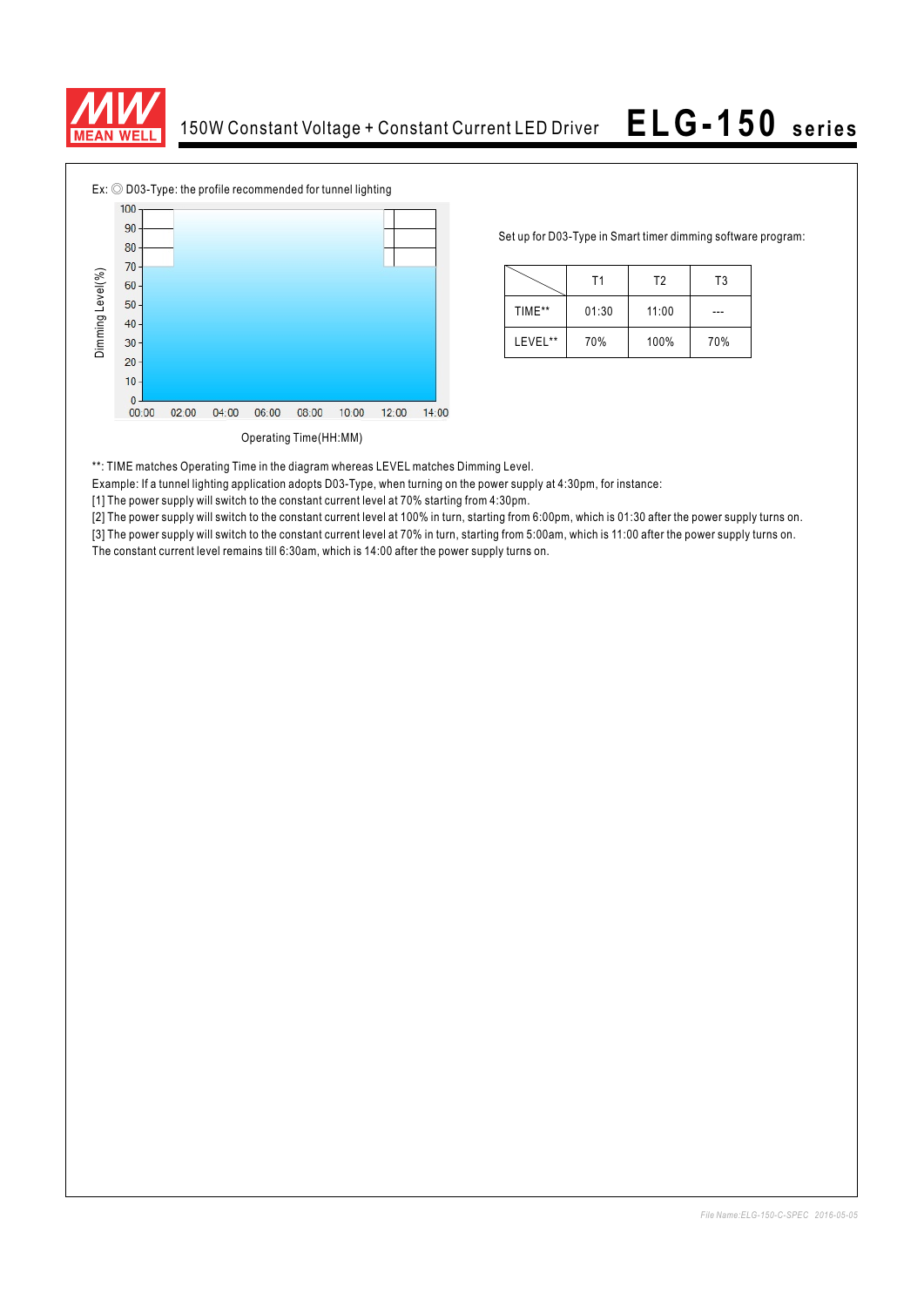Ex: ◎ D03-Type: the profile recommended for tunnel lighting

Set up for D03-Type in Smart timer dimming software program:

| | T1 | T2 | T3 |
|---|---|---|---|
| TIME** | 01:30 | 11:00 | --- |
| LEVEL** | 70% | 100% | 70% |

**: TIME matches Operating Time in the diagram whereas LEVEL matches Dimming Level.

Example: If a tunnel lighting application adopts D03-Type, when turning on the power supply at 4:30pm, for instance:

[1] The power supply will switch to the constant current level at 70% starting from 4:30pm.

[2] The power supply will switch to the constant current level at 100% in turn, starting from 6:00pm, which is 01:30 after the power supply turns on.

[3] The power supply will switch to the constant current level at 70% in turn, starting from 5:00am, which is 11:00 after the power supply turns on.

The constant current level remains till 6:30am, which is 14:00 after the power supply turns on.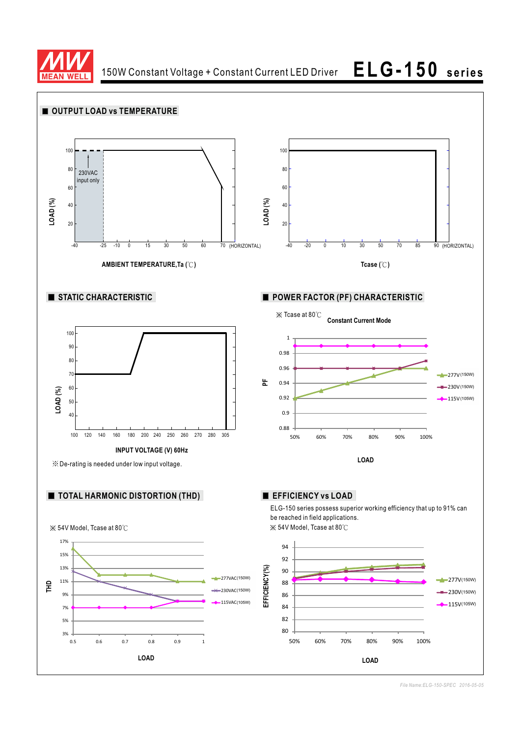## ■ OUTPUT LOAD vs TEMPERATURE

LOAD (%)

100, 80, 60, 40, 20

230VAC input only

-40 -25 -10 0 15 30 50 60 70 (HORIZONTAL)

AMBIENT TEMPERATURE,Ta (℃)

LOAD (%)

100, 80, 60, 40, 20

-40 -20 0 10 30 50 70 85 90 (HORIZONTAL)

Tcase (℃)

## ■ STATIC CHARACTERISTIC

LOAD (%)

100, 90, 80, 70, 60, 50, 40

100 120 140 160 180 200 240 250 260 270 280 305

INPUT VOLTAGE (V) 60Hz

※De-rating is needed under low input voltage.

## ■ POWER FACTOR (PF) CHARACTERISTIC

※ Tcase at 80℃

**Constant Current Mode**

PF

1, 0.98, 0.96, 0.94, 0.92, 0.9, 0.88

50% 60% 70% 80% 90% 100%

LOAD

277V(150W)
230V(150W)
115V(105W)

## ■ TOTAL HARMONIC DISTORTION (THD)

※ 54V Model, Tcase at 80℃

THD

17%, 15%, 13%, 11%, 9%, 7%, 5%, 3%

0.5 0.6 0.7 0.8 0.9 1

LOAD

277VAC(150W)
230VAC(150W)
115VAC(105W)

## ■ EFFICIENCY vs LOAD

ELG-150 series possess superior working efficiency that up to 91% can be reached in field applications.

※ 54V Model, Tcase at 80℃

EFFICIENCY(%)

94, 92, 90, 88, 86, 84, 82, 80

50% 60% 70% 80% 90% 100%

LOAD

277V(150W)
230V(150W)
115V(105W)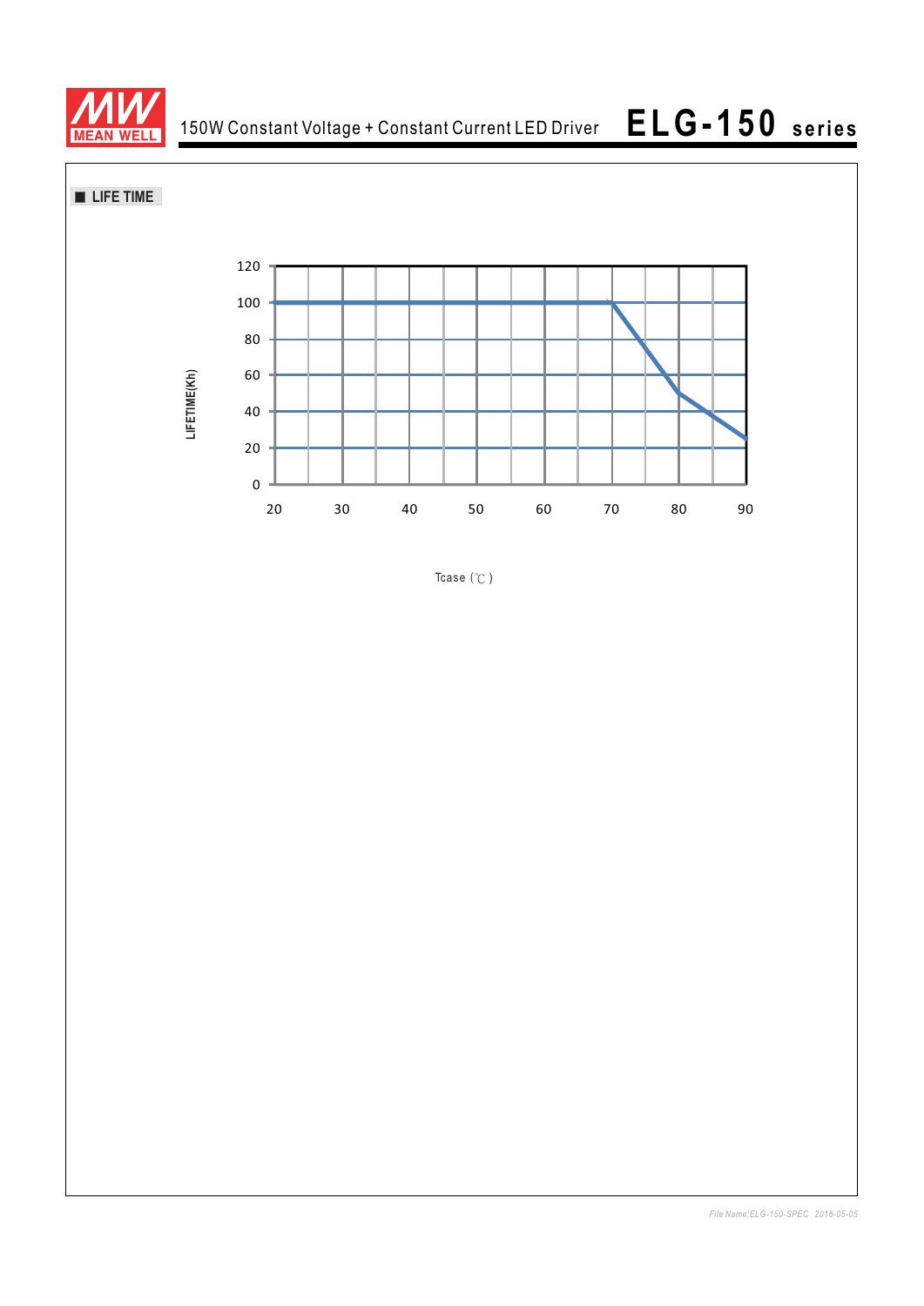■ LIFE TIME

LIFETIME(Kh)

120
100
80
60
40
20
0

20 30 40 50 60 70 80 90

Tcase (℃)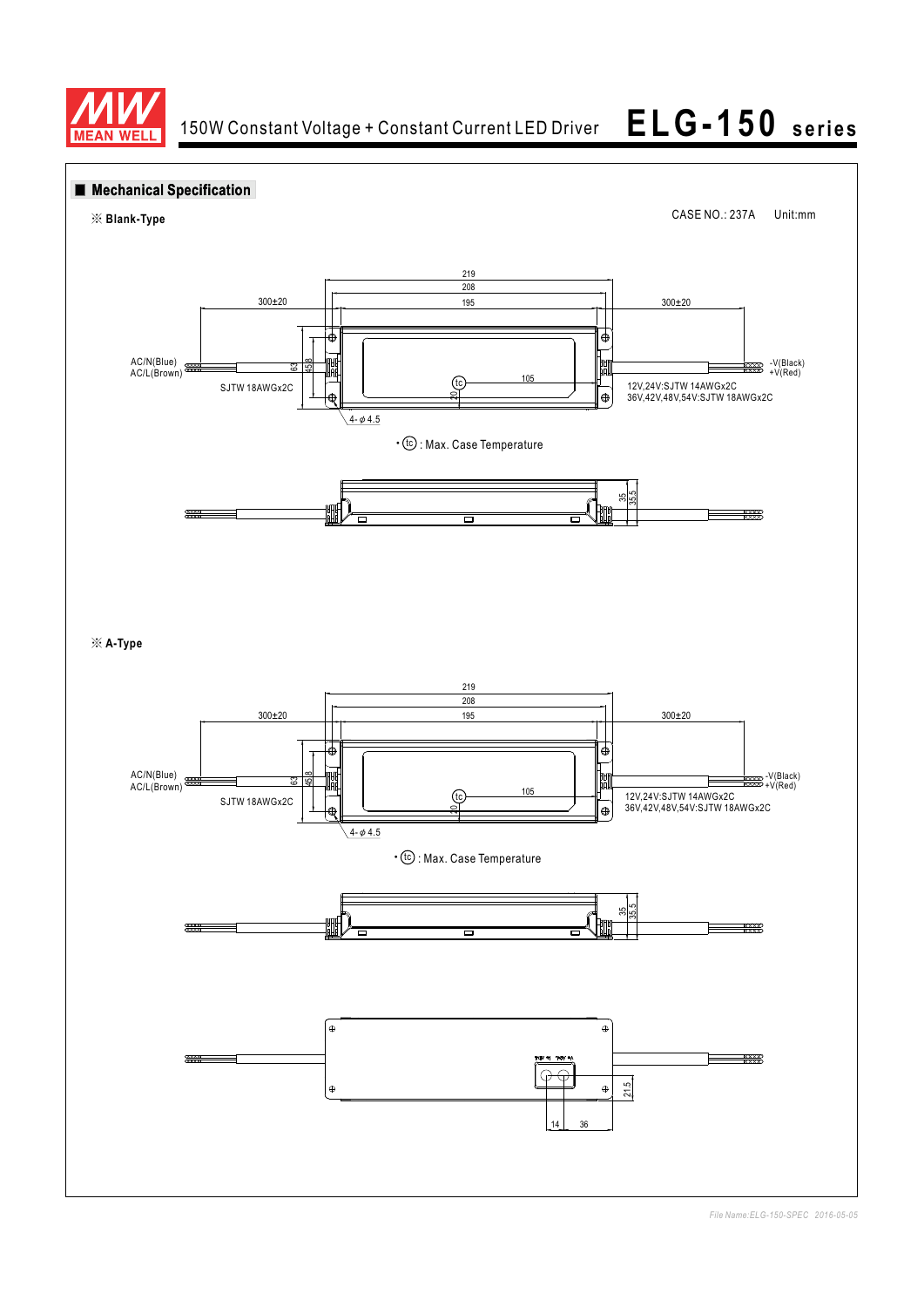## Mechanical Specification

※ **Blank-Type**

CASE NO.: 237A　Unit:mm

219
208
195
300±20
300±20

AC/N(Blue)
AC/L(Brown)

SJTW 18AWGx2C

63
45.8
20
105

-V(Black)
+V(Red)

12V,24V:SJTW 14AWGx2C
36V,42V,48V,54V:SJTW 18AWGx2C

4- φ 4.5

• (tc) : Max. Case Temperature

35
35.5

※ **A-Type**

219
208
195
300±20
300±20

AC/N(Blue)
AC/L(Brown)

SJTW 18AWGx2C

63
45.8
20
105

-V(Black)
+V(Red)

12V,24V:SJTW 14AWGx2C
36V,42V,48V,54V:SJTW 18AWGx2C

4- φ 4.5

• (tc) : Max. Case Temperature

35
35.5

21.5
14
36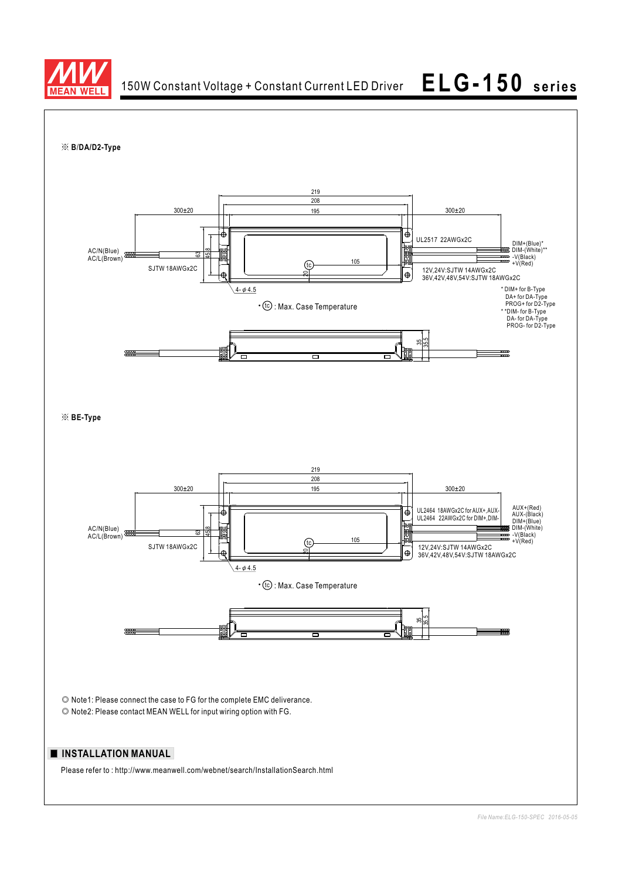※ B/DA/D2-Type

219
208
195
300±20
300±20
63
45.8
105
20
AC/N(Blue)
AC/L(Brown)
SJTW 18AWGx2C
UL2517 22AWGx2C
DIM+(Blue)*
DIM-(White)**
-V(Black)
+V(Red)
12V,24V:SJTW 14AWGx2C
36V,42V,48V,54V:SJTW 18AWGx2C
4-ϕ4.5
* DIM+ for B-Type
DA+ for DA-Type
PROG+ for D2-Type
* *DIM- for B-Type
DA- for DA-Type
PROG- for D2-Type
• (tc) : Max. Case Temperature
35
35.5

※ BE-Type

219
208
195
300±20
300±20
63
45.8
105
20
AC/N(Blue)
AC/L(Brown)
SJTW 18AWGx2C
UL2464 18AWGx2C for AUX+,AUX-
UL2464 22AWGx2C for DIM+,DIM-
AUX+(Red)
AUX-(Black)
DIM+(Blue)
DIM-(White)
-V(Black)
+V(Red)
12V,24V:SJTW 14AWGx2C
36V,42V,48V,54V:SJTW 18AWGx2C
4-ϕ4.5
• (tc) : Max. Case Temperature
35
35.5

◎ Note1: Please connect the case to FG for the complete EMC deliverance.
◎ Note2: Please contact MEAN WELL for input wiring option with FG.

## INSTALLATION MANUAL

Please refer to : http://www.meanwell.com/webnet/search/InstallationSearch.html